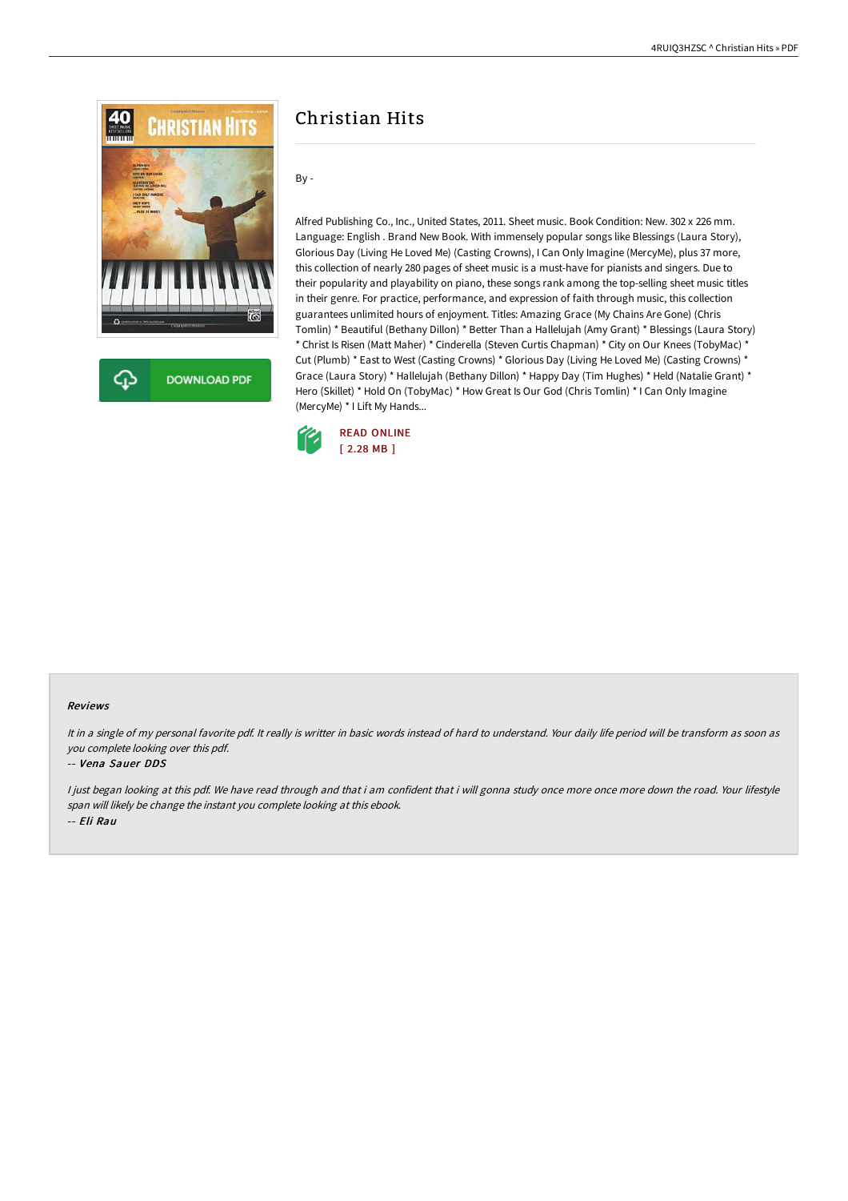# Christian Hits

By -

Alfred Publishing Co., Inc., United States, 2011. Sheet music. Book Condition: New. 302 x 226 mm. Language: English . Brand New Book. With immensely popular songs like Blessings (Laura Story), Glorious Day (Living He Loved Me) (Casting Crowns), I Can Only Imagine (MercyMe), plus 37 more, this collection of nearly 280 pages of sheet music is a must-have for pianists and singers. Due to their popularity and playability on piano, these songs rank among the top-selling sheet music titles in their genre. For practice, performance, and expression of faith through music, this collection guarantees unlimited hours of enjoyment. Titles: Amazing Grace (My Chains Are Gone) (Chris Tomlin) * Beautiful (Bethany Dillon) * Better Than a Hallelujah (Amy Grant) * Blessings (Laura Story) * Christ Is Risen (Matt Maher) * Cinderella (Steven Curtis Chapman) * City on Our Knees (TobyMac) * Cut (Plumb) * East to West (Casting Crowns) * Glorious Day (Living He Loved Me) (Casting Crowns) * Grace (Laura Story) * Hallelujah (Bethany Dillon) * Happy Day (Tim Hughes) * Held (Natalie Grant) * Hero (Skillet) * Hold On (TobyMac) * How Great Is Our God (Chris Tomlin) * I Can Only Imagine (MercyMe) * I Lift My Hands...

READ ONLINE
[ 2.28 MB ]

## Reviews

*It in a single of my personal favorite pdf. It really is writter in basic words instead of hard to understand. Your daily life period will be transform as soon as you complete looking over this pdf.*

-- *Vena Sauer DDS*

*I just began looking at this pdf. We have read through and that i am confident that i will gonna study once more once more down the road. Your lifestyle span will likely be change the instant you complete looking at this ebook.*

-- *Eli Rau*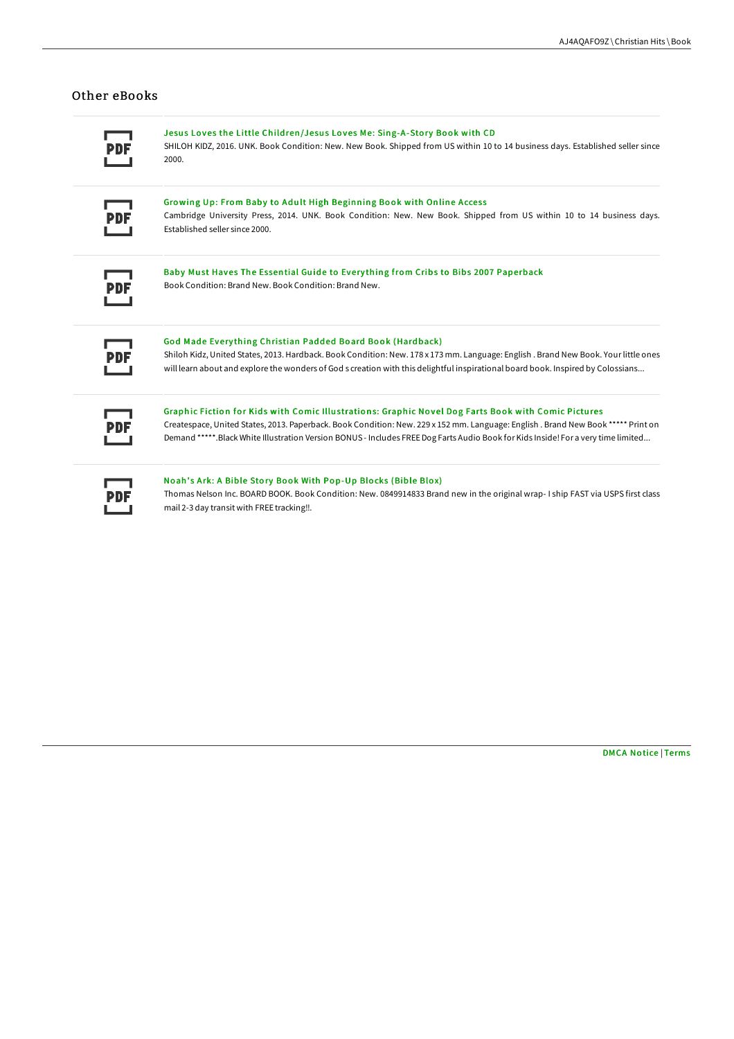## Other eBooks

**Jesus Loves the Little Children/Jesus Loves Me: Sing-A-Story Book with CD**

SHILOH KIDZ, 2016. UNK. Book Condition: New. New Book. Shipped from US within 10 to 14 business days. Established seller since 2000.

**Growing Up: From Baby to Adult High Beginning Book with Online Access**

Cambridge University Press, 2014. UNK. Book Condition: New. New Book. Shipped from US within 10 to 14 business days. Established seller since 2000.

**Baby Must Haves The Essential Guide to Everything from Cribs to Bibs 2007 Paperback**

Book Condition: Brand New. Book Condition: Brand New.

**God Made Everything Christian Padded Board Book (Hardback)**

Shiloh Kidz, United States, 2013. Hardback. Book Condition: New. 178 x 173 mm. Language: English . Brand New Book. Your little ones will learn about and explore the wonders of God s creation with this delightful inspirational board book. Inspired by Colossians...

**Graphic Fiction for Kids with Comic Illustrations: Graphic Novel Dog Farts Book with Comic Pictures**

Createspace, United States, 2013. Paperback. Book Condition: New. 229 x 152 mm. Language: English . Brand New Book ***** Print on Demand *****.Black White Illustration Version BONUS - Includes FREE Dog Farts Audio Book for Kids Inside! For a very time limited...

**Noah's Ark: A Bible Story Book With Pop-Up Blocks (Bible Blox)**

Thomas Nelson Inc. BOARD BOOK. Book Condition: New. 0849914833 Brand new in the original wrap- I ship FAST via USPS first class mail 2-3 day transit with FREE tracking!!.